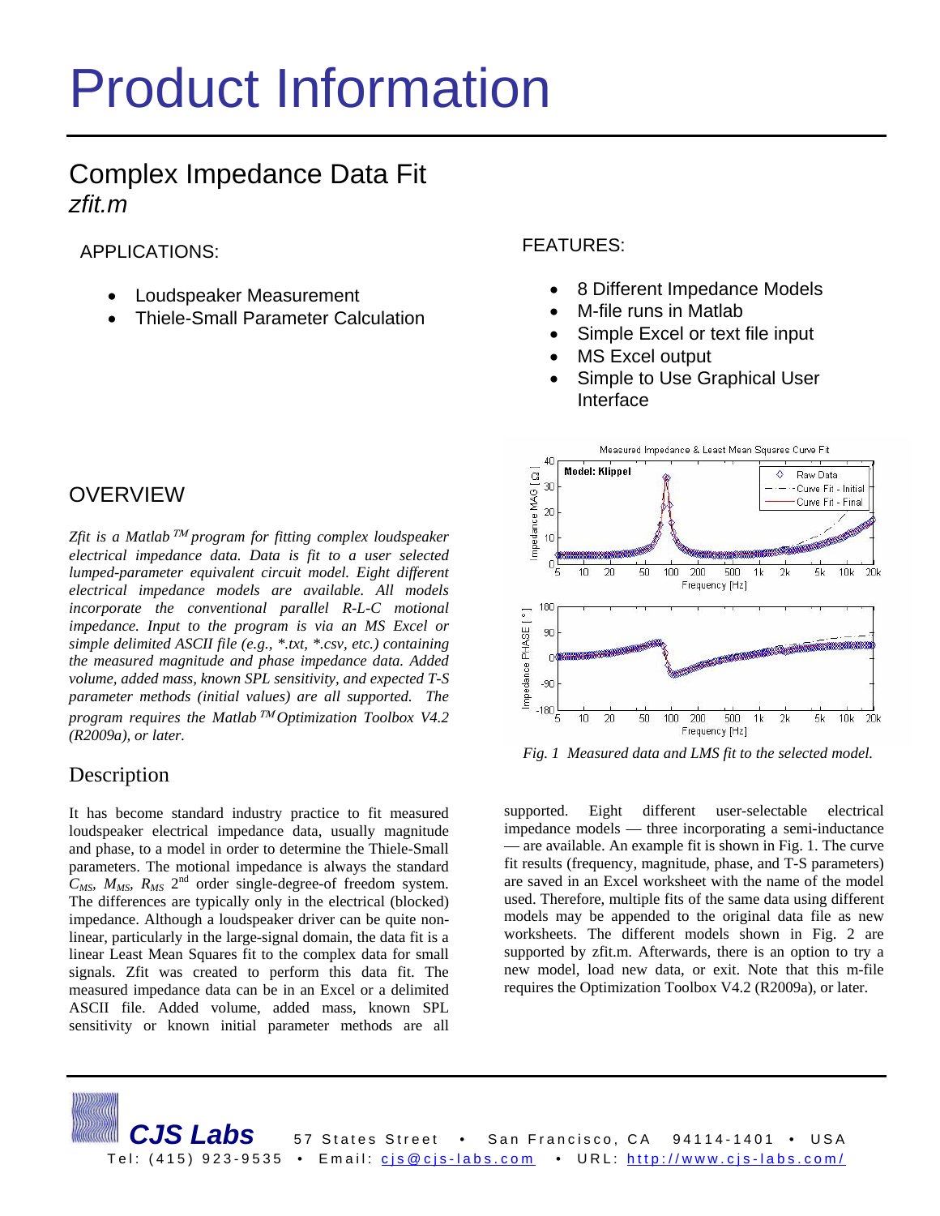# Product Information

## Complex Impedance Data Fit

*zfit.m*

APPLICATIONS:

- Loudspeaker Measurement
- Thiele-Small Parameter Calculation

FEATURES:

- 8 Different Impedance Models
- M-file runs in Matlab
- Simple Excel or text file input
- MS Excel output
- Simple to Use Graphical User Interface

## OVERVIEW

*Zfit is a Matlab TM program for fitting complex loudspeaker electrical impedance data. Data is fit to a user selected lumped-parameter equivalent circuit model. Eight different electrical impedance models are available. All models incorporate the conventional parallel R-L-C motional impedance. Input to the program is via an MS Excel or simple delimited ASCII file (e.g., *.txt, *.csv, etc.) containing the measured magnitude and phase impedance data. Added volume, added mass, known SPL sensitivity, and expected T-S parameter methods (initial values) are all supported. The program requires the Matlab TM Optimization Toolbox V4.2 (R2009a), or later.*

*Fig. 1 Measured data and LMS fit to the selected model.*

## Description

It has become standard industry practice to fit measured loudspeaker electrical impedance data, usually magnitude and phase, to a model in order to determine the Thiele-Small parameters. The motional impedance is always the standard $C_{MS}$, $M_{MS}$, $R_{MS}$ 2nd order single-degree-of freedom system. The differences are typically only in the electrical (blocked) impedance. Although a loudspeaker driver can be quite non-linear, particularly in the large-signal domain, the data fit is a linear Least Mean Squares fit to the complex data for small signals. Zfit was created to perform this data fit. The measured impedance data can be in an Excel or a delimited ASCII file. Added volume, added mass, known SPL sensitivity or known initial parameter methods are all supported. Eight different user-selectable electrical impedance models — three incorporating a semi-inductance — are available. An example fit is shown in Fig. 1. The curve fit results (frequency, magnitude, phase, and T-S parameters) are saved in an Excel worksheet with the name of the model used. Therefore, multiple fits of the same data using different models may be appended to the original data file as new worksheets. The different models shown in Fig. 2 are supported by zfit.m. Afterwards, there is an option to try a new model, load new data, or exit. Note that this m-file requires the Optimization Toolbox V4.2 (R2009a), or later.

**CJS Labs** 57 States Street • San Francisco, CA 94114-1401 • USA
Tel: (415) 923-9535 • Email: cjs@cjs-labs.com • URL: http://www.cjs-labs.com/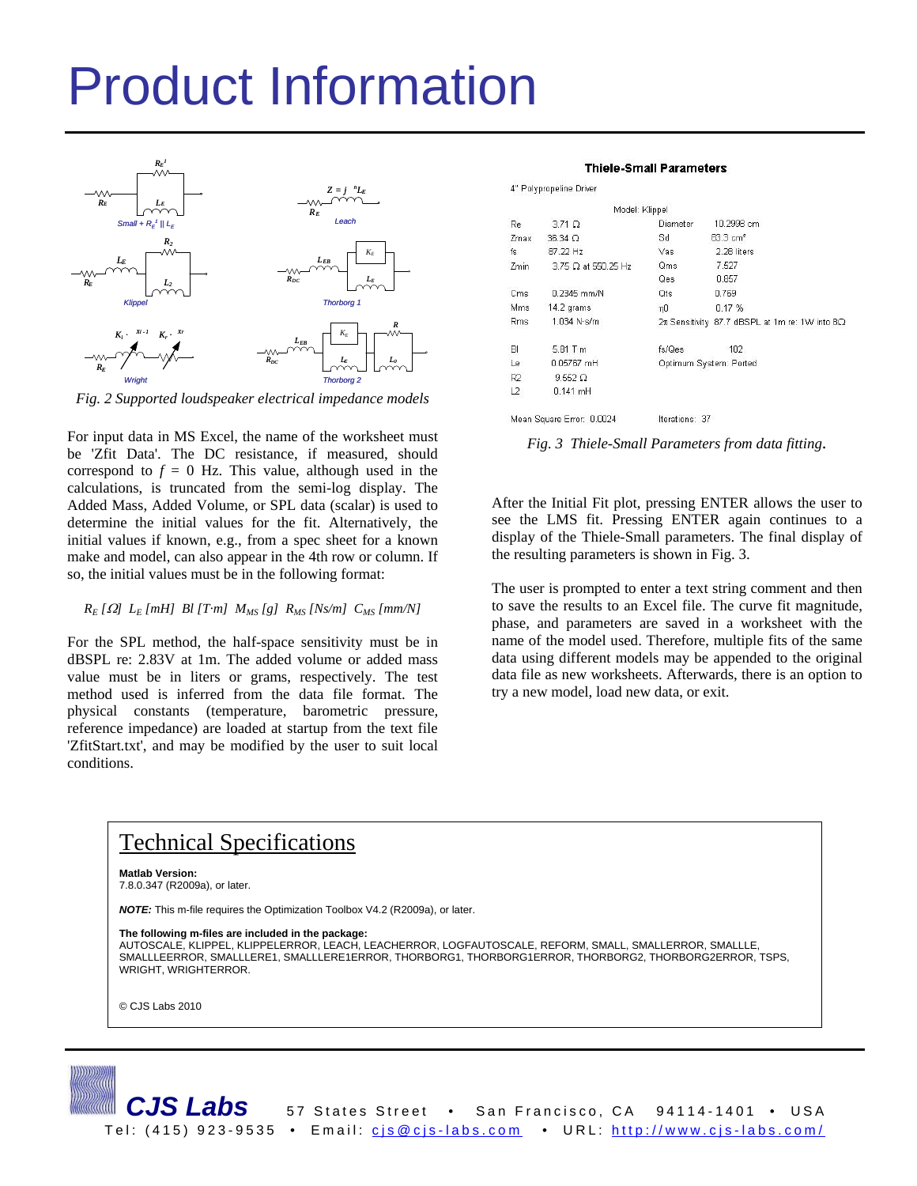# Product Information

Fig. 2 Supported loudspeaker electrical impedance models

For input data in MS Excel, the name of the worksheet must be 'Zfit Data'. The DC resistance, if measured, should correspond to $f = 0$ Hz. This value, although used in the calculations, is truncated from the semi-log display. The Added Mass, Added Volume, or SPL data (scalar) is used to determine the initial values for the fit. Alternatively, the initial values if known, e.g., from a spec sheet for a known make and model, can also appear in the 4th row or column. If so, the initial values must be in the following format:

$R_E$ [Ω] $L_E$ [mH] $Bl$ [T·m] $M_{MS}$ [g] $R_{MS}$ [Ns/m] $C_{MS}$ [mm/N]

For the SPL method, the half-space sensitivity must be in dBSPL re: 2.83V at 1m. The added volume or added mass value must be in liters or grams, respectively. The test method used is inferred from the data file format. The physical constants (temperature, barometric pressure, reference impedance) are loaded at startup from the text file 'ZfitStart.txt', and may be modified by the user to suit local conditions.

**Thiele-Small Parameters**

4" Polypropeline Driver

Model: Klippel

| | | | |
|---|---|---|---|
| Re | 3.71 Ω | Diameter | 10.2998 cm |
| Zmax | 36.34 Ω | Sd | 83.3 cm² |
| fs | 87.22 Hz | Vas | 2.28 liters |
| Zmin | 3.75 Ω at 550.25 Hz | Qms | 7.527 |
| | | Qes | 0.857 |
| Cms | 0.2345 mm/N | Qts | 0.769 |
| Mms | 14.2 grams | η0 | 0.17 % |
| Rms | 1.034 N-s/m | 2π Sensitivity | 87.7 dBSPL at 1m re: 1W into 8Ω |
| Bl | 5.81 T-m | fs/Qes | 102 |
| Le | 0.05767 mH | Optimum System: Ported | |
| R2 | 9.552 Ω | | |
| L2 | 0.141 mH | | |

Mean Square Error: 0.0024 Iterations: 37

*Fig. 3 Thiele-Small Parameters from data fitting.*

After the Initial Fit plot, pressing ENTER allows the user to see the LMS fit. Pressing ENTER again continues to a display of the Thiele-Small parameters. The final display of the resulting parameters is shown in Fig. 3.

The user is prompted to enter a text string comment and then to save the results to an Excel file. The curve fit magnitude, phase, and parameters are saved in a worksheet with the name of the model used. Therefore, multiple fits of the same data using different models may be appended to the original data file as new worksheets. Afterwards, there is an option to try a new model, load new data, or exit.

## Technical Specifications

**Matlab Version:**
7.8.0.347 (R2009a), or later.

***NOTE:*** This m-file requires the Optimization Toolbox V4.2 (R2009a), or later.

**The following m-files are included in the package:**
AUTOSCALE, KLIPPEL, KLIPPELERROR, LEACH, LEACHERROR, LOGFAUTOSCALE, REFORM, SMALL, SMALLERROR, SMALLLE, SMALLLEERROR, SMALLLERE1, SMALLLERE1ERROR, THORBORG1, THORBORG1ERROR, THORBORG2, THORBORG2ERROR, TSPS, WRIGHT, WRIGHTERROR.

© CJS Labs 2010

**CJS Labs** 57 States Street • San Francisco, CA 94114-1401 • USA
Tel: (415) 923-9535 • Email: cjs@cjs-labs.com • URL: http://www.cjs-labs.com/